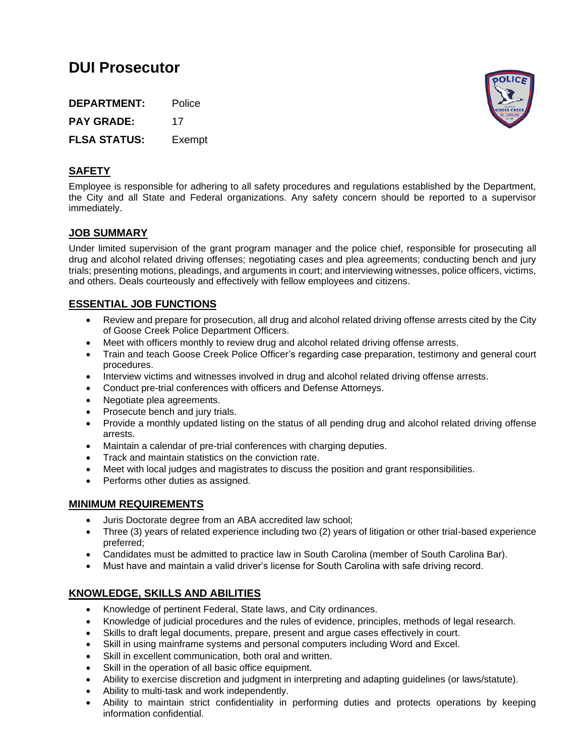# DUI Prosecutor

**DEPARTMENT:** Police

**PAY GRADE:** 17

**FLSA STATUS:** Exempt

## SAFETY

Employee is responsible for adhering to all safety procedures and regulations established by the Department, the City and all State and Federal organizations. Any safety concern should be reported to a supervisor immediately.

## JOB SUMMARY

Under limited supervision of the grant program manager and the police chief, responsible for prosecuting all drug and alcohol related driving offenses; negotiating cases and plea agreements; conducting bench and jury trials; presenting motions, pleadings, and arguments in court; and interviewing witnesses, police officers, victims, and others. Deals courteously and effectively with fellow employees and citizens.

## ESSENTIAL JOB FUNCTIONS

- Review and prepare for prosecution, all drug and alcohol related driving offense arrests cited by the City of Goose Creek Police Department Officers.
- Meet with officers monthly to review drug and alcohol related driving offense arrests.
- Train and teach Goose Creek Police Officer's regarding case preparation, testimony and general court procedures.
- Interview victims and witnesses involved in drug and alcohol related driving offense arrests.
- Conduct pre-trial conferences with officers and Defense Attorneys.
- Negotiate plea agreements.
- Prosecute bench and jury trials.
- Provide a monthly updated listing on the status of all pending drug and alcohol related driving offense arrests.
- Maintain a calendar of pre-trial conferences with charging deputies.
- Track and maintain statistics on the conviction rate.
- Meet with local judges and magistrates to discuss the position and grant responsibilities.
- Performs other duties as assigned.

## MINIMUM REQUIREMENTS

- Juris Doctorate degree from an ABA accredited law school;
- Three (3) years of related experience including two (2) years of litigation or other trial-based experience preferred;
- Candidates must be admitted to practice law in South Carolina (member of South Carolina Bar).
- Must have and maintain a valid driver's license for South Carolina with safe driving record.

## KNOWLEDGE, SKILLS AND ABILITIES

- Knowledge of pertinent Federal, State laws, and City ordinances.
- Knowledge of judicial procedures and the rules of evidence, principles, methods of legal research.
- Skills to draft legal documents, prepare, present and argue cases effectively in court.
- Skill in using mainframe systems and personal computers including Word and Excel.
- Skill in excellent communication, both oral and written.
- Skill in the operation of all basic office equipment.
- Ability to exercise discretion and judgment in interpreting and adapting guidelines (or laws/statute).
- Ability to multi-task and work independently.
- Ability to maintain strict confidentiality in performing duties and protects operations by keeping information confidential.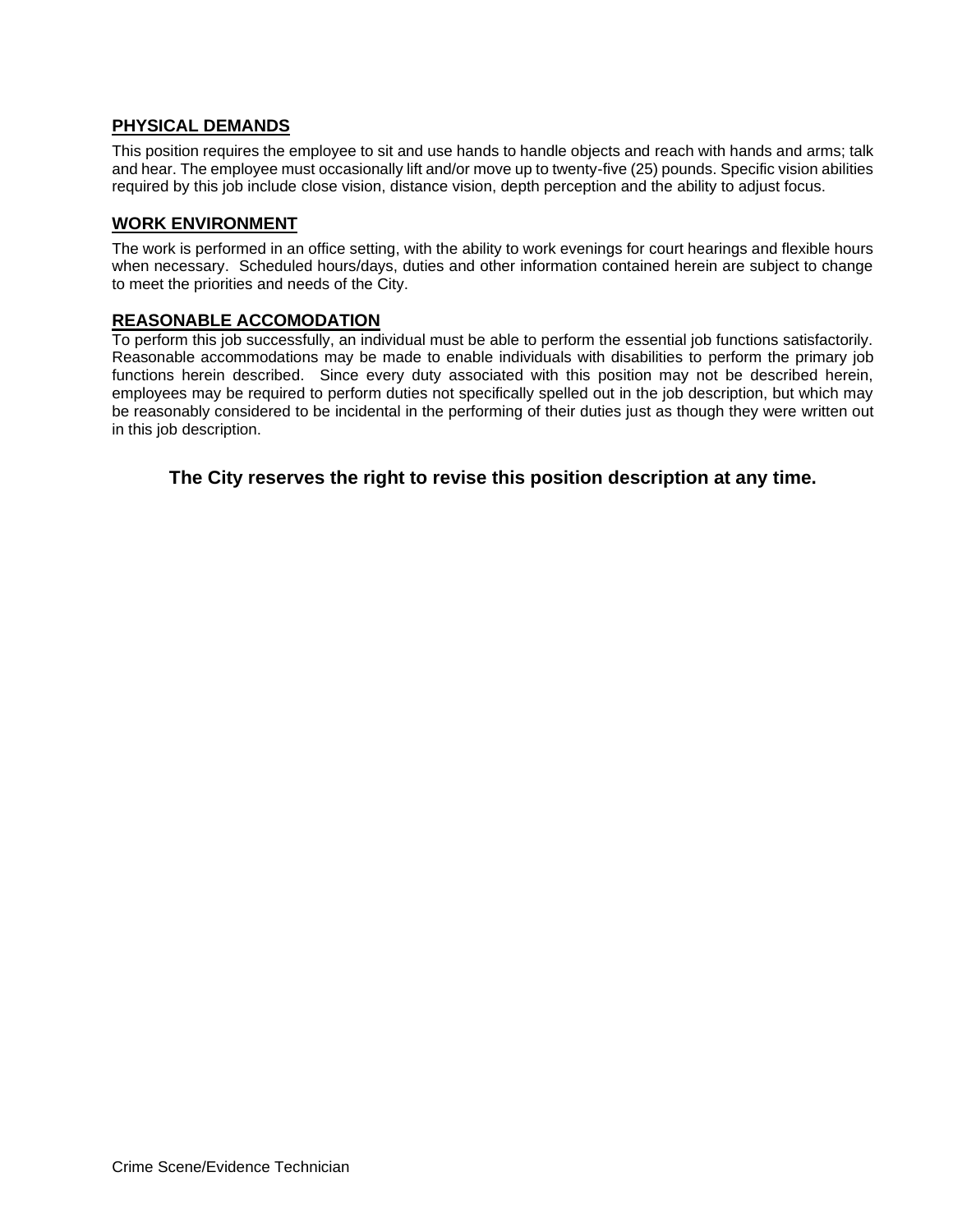## PHYSICAL DEMANDS

This position requires the employee to sit and use hands to handle objects and reach with hands and arms; talk and hear. The employee must occasionally lift and/or move up to twenty-five (25) pounds. Specific vision abilities required by this job include close vision, distance vision, depth perception and the ability to adjust focus.

## WORK ENVIRONMENT

The work is performed in an office setting, with the ability to work evenings for court hearings and flexible hours when necessary. Scheduled hours/days, duties and other information contained herein are subject to change to meet the priorities and needs of the City.

## REASONABLE ACCOMODATION

To perform this job successfully, an individual must be able to perform the essential job functions satisfactorily. Reasonable accommodations may be made to enable individuals with disabilities to perform the primary job functions herein described. Since every duty associated with this position may not be described herein, employees may be required to perform duties not specifically spelled out in the job description, but which may be reasonably considered to be incidental in the performing of their duties just as though they were written out in this job description.

**The City reserves the right to revise this position description at any time.**